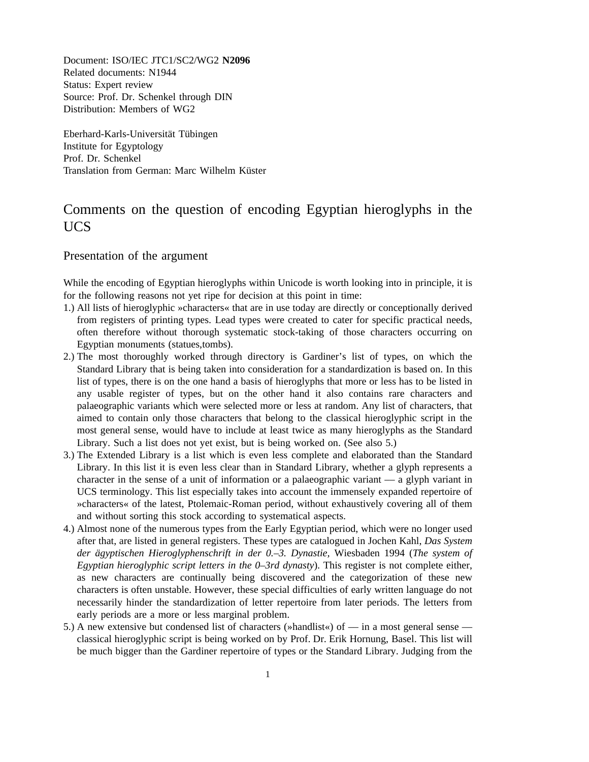Document: ISO/IEC JTC1/SC2/WG2 **N2096**
Related documents: N1944
Status: Expert review
Source: Prof. Dr. Schenkel through DIN
Distribution: Members of WG2

Eberhard-Karls-Universität Tübingen
Institute for Egyptology
Prof. Dr. Schenkel
Translation from German: Marc Wilhelm Küster

# Comments on the question of encoding Egyptian hieroglyphs in the UCS

## Presentation of the argument

While the encoding of Egyptian hieroglyphs within Unicode is worth looking into in principle, it is for the following reasons not yet ripe for decision at this point in time:

1.) All lists of hieroglyphic »characters« that are in use today are directly or conceptionally derived from registers of printing types. Lead types were created to cater for specific practical needs, often therefore without thorough systematic stock-taking of those characters occurring on Egyptian monuments (statues,tombs).

2.) The most thoroughly worked through directory is Gardiner's list of types, on which the Standard Library that is being taken into consideration for a standardization is based on. In this list of types, there is on the one hand a basis of hieroglyphs that more or less has to be listed in any usable register of types, but on the other hand it also contains rare characters and palaeographic variants which were selected more or less at random. Any list of characters, that aimed to contain only those characters that belong to the classical hieroglyphic script in the most general sense, would have to include at least twice as many hieroglyphs as the Standard Library. Such a list does not yet exist, but is being worked on. (See also 5.)

3.) The Extended Library is a list which is even less complete and elaborated than the Standard Library. In this list it is even less clear than in Standard Library, whether a glyph represents a character in the sense of a unit of information or a palaeographic variant — a glyph variant in UCS terminology. This list especially takes into account the immensely expanded repertoire of »characters« of the latest, Ptolemaic-Roman period, without exhaustively covering all of them and without sorting this stock according to systematical aspects.

4.) Almost none of the numerous types from the Early Egyptian period, which were no longer used after that, are listed in general registers. These types are catalogued in Jochen Kahl, *Das System der ägyptischen Hieroglyphenschrift in der 0.–3. Dynastie,* Wiesbaden 1994 (*The system of Egyptian hieroglyphic script letters in the 0–3rd dynasty*). This register is not complete either, as new characters are continually being discovered and the categorization of these new characters is often unstable. However, these special difficulties of early written language do not necessarily hinder the standardization of letter repertoire from later periods. The letters from early periods are a more or less marginal problem.

5.) A new extensive but condensed list of characters (»handlist«) of — in a most general sense — classical hieroglyphic script is being worked on by Prof. Dr. Erik Hornung, Basel. This list will be much bigger than the Gardiner repertoire of types or the Standard Library. Judging from the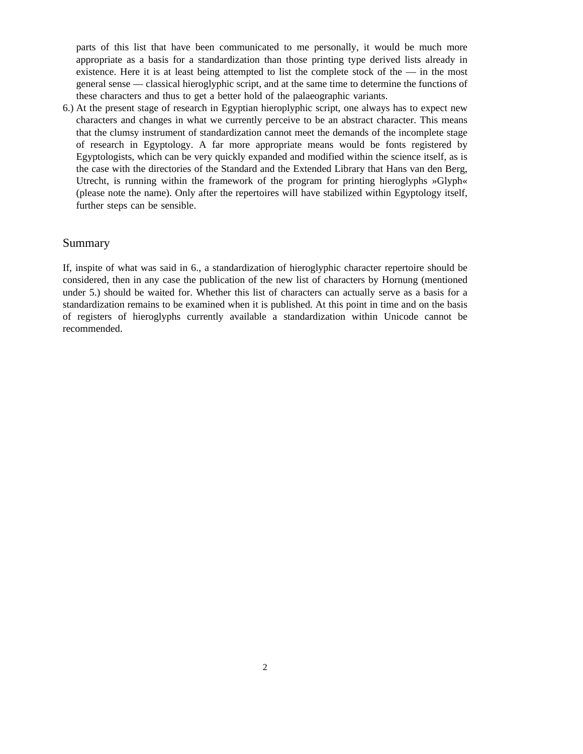parts of this list that have been communicated to me personally, it would be much more appropriate as a basis for a standardization than those printing type derived lists already in existence. Here it is at least being attempted to list the complete stock of the — in the most general sense — classical hieroglyphic script, and at the same time to determine the functions of these characters and thus to get a better hold of the palaeographic variants.

6.) At the present stage of research in Egyptian hieroplyphic script, one always has to expect new characters and changes in what we currently perceive to be an abstract character. This means that the clumsy instrument of standardization cannot meet the demands of the incomplete stage of research in Egyptology. A far more appropriate means would be fonts registered by Egyptologists, which can be very quickly expanded and modified within the science itself, as is the case with the directories of the Standard and the Extended Library that Hans van den Berg, Utrecht, is running within the framework of the program for printing hieroglyphs »Glyph« (please note the name). Only after the repertoires will have stabilized within Egyptology itself, further steps can be sensible.

## Summary

If, inspite of what was said in 6., a standardization of hieroglyphic character repertoire should be considered, then in any case the publication of the new list of characters by Hornung (mentioned under 5.) should be waited for. Whether this list of characters can actually serve as a basis for a standardization remains to be examined when it is published. At this point in time and on the basis of registers of hieroglyphs currently available a standardization within Unicode cannot be recommended.